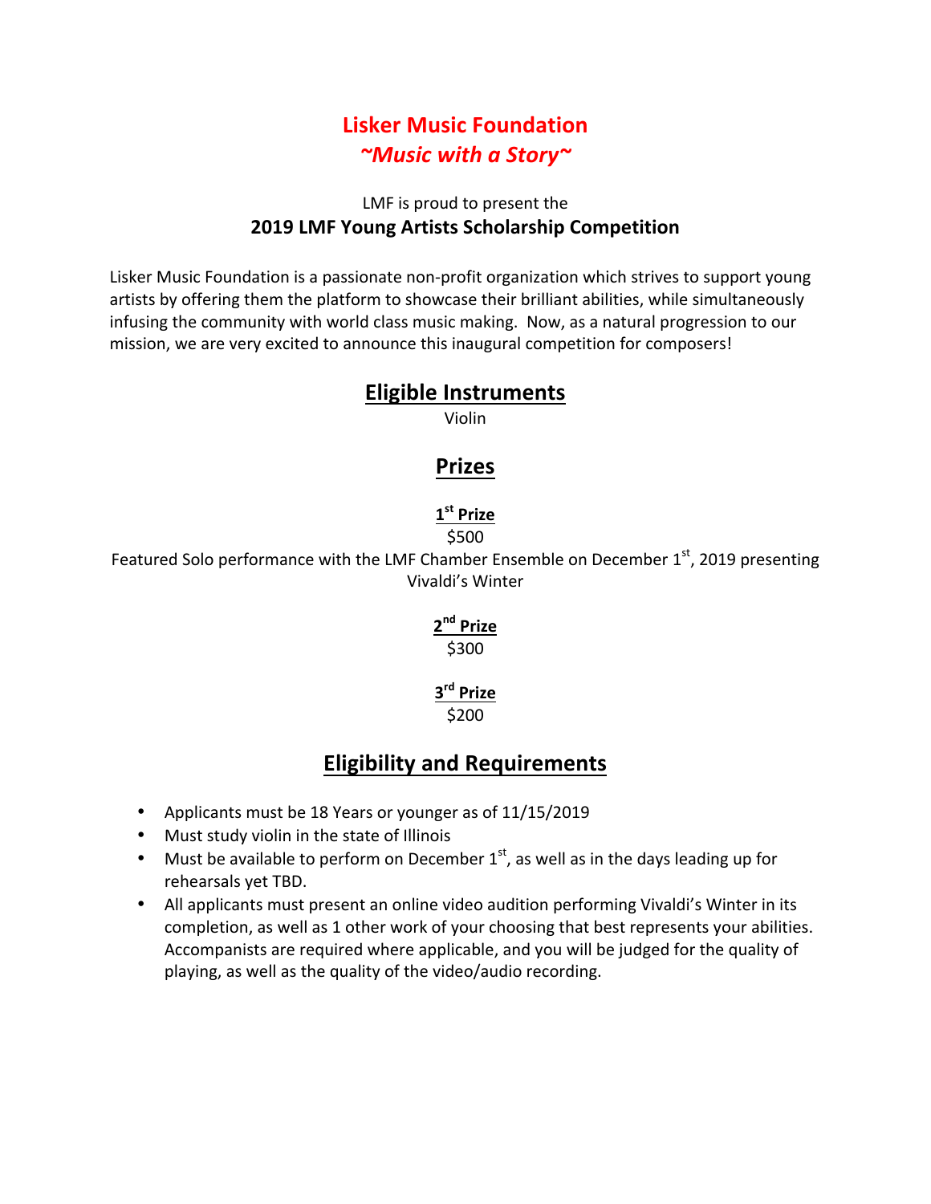# Lisker Music Foundation

## *~Music with a Story~*

LMF is proud to present the

**2019 LMF Young Artists Scholarship Competition**

Lisker Music Foundation is a passionate non-profit organization which strives to support young artists by offering them the platform to showcase their brilliant abilities, while simultaneously infusing the community with world class music making. Now, as a natural progression to our mission, we are very excited to announce this inaugural competition for composers!

## Eligible Instruments

Violin

## Prizes

### 1st Prize

$500

Featured Solo performance with the LMF Chamber Ensemble on December 1st, 2019 presenting Vivaldi's Winter

### 2nd Prize

$300

### 3rd Prize

$200

## Eligibility and Requirements

- Applicants must be 18 Years or younger as of 11/15/2019
- Must study violin in the state of Illinois
- Must be available to perform on December 1st, as well as in the days leading up for rehearsals yet TBD.
- All applicants must present an online video audition performing Vivaldi's Winter in its completion, as well as 1 other work of your choosing that best represents your abilities. Accompanists are required where applicable, and you will be judged for the quality of playing, as well as the quality of the video/audio recording.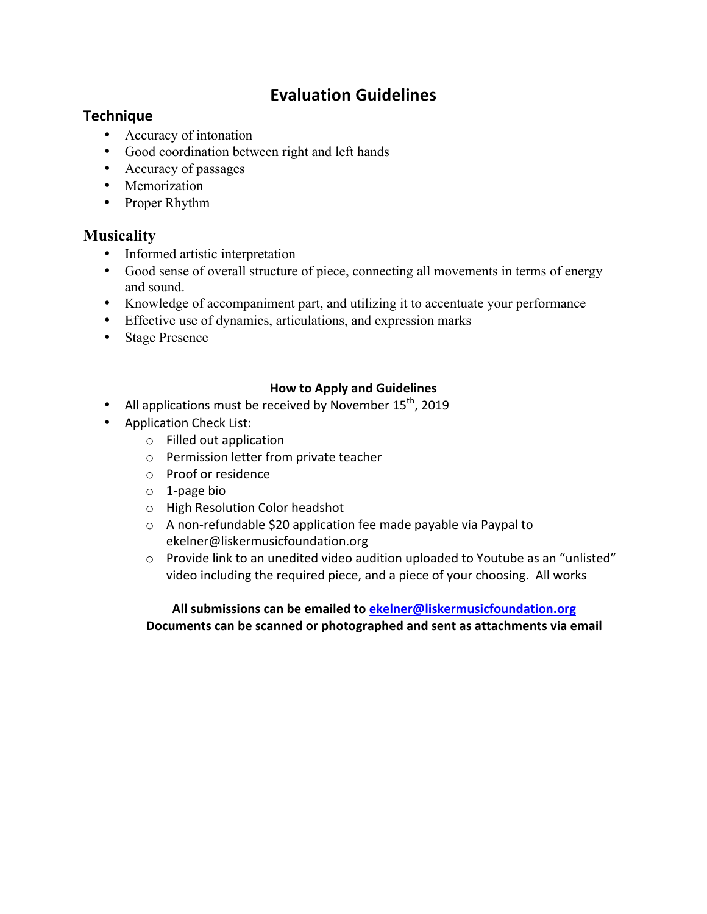# Evaluation Guidelines

## Technique

- Accuracy of intonation
- Good coordination between right and left hands
- Accuracy of passages
- Memorization
- Proper Rhythm

## Musicality

- Informed artistic interpretation
- Good sense of overall structure of piece, connecting all movements in terms of energy and sound.
- Knowledge of accompaniment part, and utilizing it to accentuate your performance
- Effective use of dynamics, articulations, and expression marks
- Stage Presence

### How to Apply and Guidelines

- All applications must be received by November 15th, 2019
- Application Check List:
  - Filled out application
  - Permission letter from private teacher
  - Proof or residence
  - 1-page bio
  - High Resolution Color headshot
  - A non-refundable $20 application fee made payable via Paypal to ekelner@liskermusicfoundation.org
  - Provide link to an unedited video audition uploaded to Youtube as an "unlisted" video including the required piece, and a piece of your choosing. All works

**All submissions can be emailed to [ekelner@liskermusicfoundation.org](mailto:ekelner@liskermusicfoundation.org)**
**Documents can be scanned or photographed and sent as attachments via email**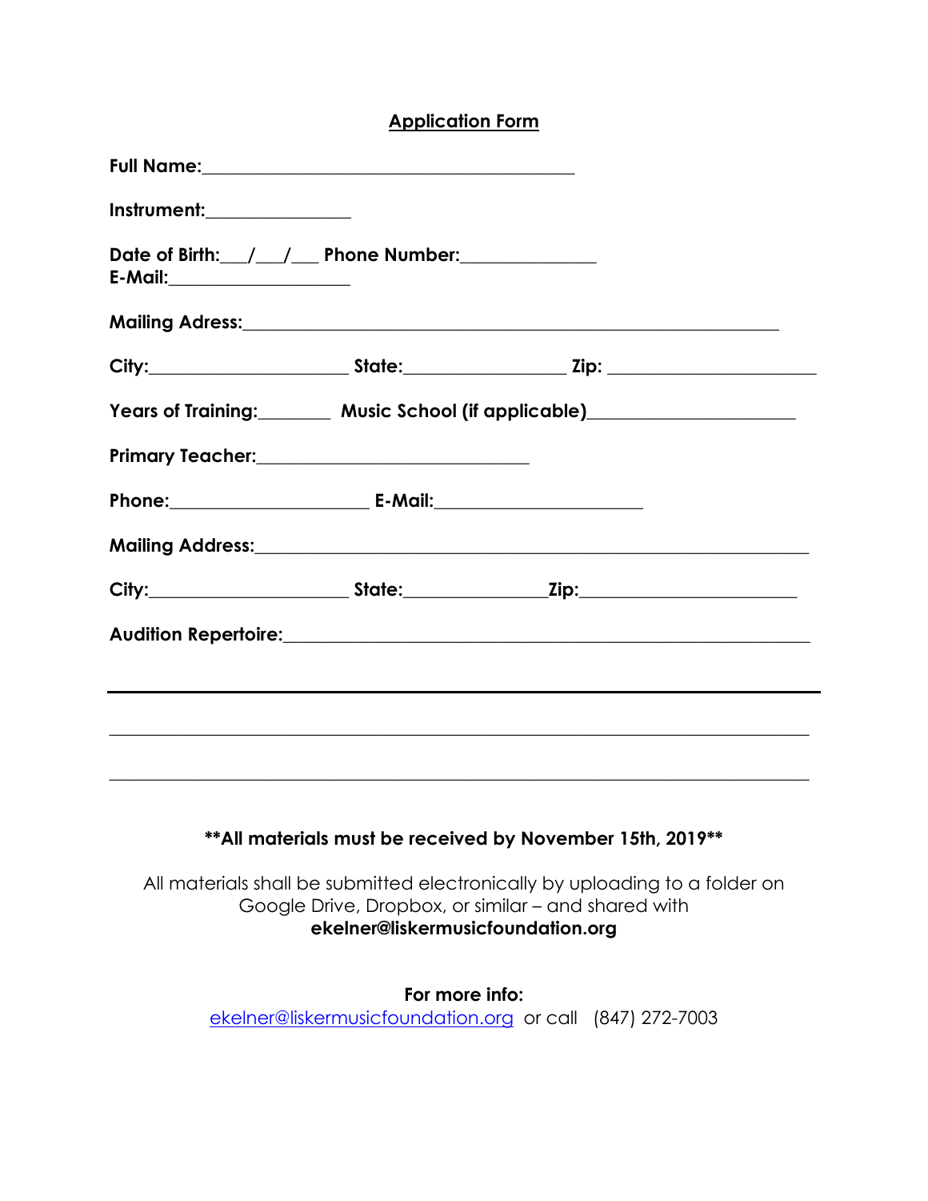## Application Form

**Full Name:**\_\_\_\_\_\_\_\_\_\_\_\_\_\_\_\_\_\_\_\_\_\_\_\_\_\_\_\_\_\_\_\_\_\_\_\_\_\_\_\_

**Instrument:**\_\_\_\_\_\_\_\_\_\_\_\_\_\_\_\_

**Date of Birth:**\_\_\_/\_\_\_/\_\_\_ **Phone Number:**\_\_\_\_\_\_\_\_\_\_\_\_\_\_
**E-Mail:**\_\_\_\_\_\_\_\_\_\_\_\_\_\_\_\_\_\_\_\_

**Mailing Adress:**\_\_\_\_\_\_\_\_\_\_\_\_\_\_\_\_\_\_\_\_\_\_\_\_\_\_\_\_\_\_\_\_\_\_\_\_\_\_\_\_\_\_\_\_\_\_\_\_\_\_\_\_\_\_\_\_\_\_

**City:**\_\_\_\_\_\_\_\_\_\_\_\_\_\_\_\_\_\_\_\_\_ **State:**\_\_\_\_\_\_\_\_\_\_\_\_\_\_\_\_\_ **Zip:** \_\_\_\_\_\_\_\_\_\_\_\_\_\_\_\_\_\_\_\_\_\_

**Years of Training:**\_\_\_\_\_\_\_\_ **Music School (if applicable)**\_\_\_\_\_\_\_\_\_\_\_\_\_\_\_\_\_\_\_\_\_\_

**Primary Teacher:**\_\_\_\_\_\_\_\_\_\_\_\_\_\_\_\_\_\_\_\_\_\_\_\_\_\_\_\_\_\_

**Phone:**\_\_\_\_\_\_\_\_\_\_\_\_\_\_\_\_\_\_\_\_\_ **E-Mail:**\_\_\_\_\_\_\_\_\_\_\_\_\_\_\_\_\_\_\_\_\_\_

**Mailing Address:**\_\_\_\_\_\_\_\_\_\_\_\_\_\_\_\_\_\_\_\_\_\_\_\_\_\_\_\_\_\_\_\_\_\_\_\_\_\_\_\_\_\_\_\_\_\_\_\_\_\_\_\_\_\_\_\_\_\_\_

**City:**\_\_\_\_\_\_\_\_\_\_\_\_\_\_\_\_\_\_\_\_\_ **State:**\_\_\_\_\_\_\_\_\_\_\_\_\_\_\_**Zip:**\_\_\_\_\_\_\_\_\_\_\_\_\_\_\_\_\_\_\_\_\_\_\_

**Audition Repertoire:**\_\_\_\_\_\_\_\_\_\_\_\_\_\_\_\_\_\_\_\_\_\_\_\_\_\_\_\_\_\_\_\_\_\_\_\_\_\_\_\_\_\_\_\_\_\_\_\_\_\_\_\_\_\_\_\_\_

\_\_\_\_\_\_\_\_\_\_\_\_\_\_\_\_\_\_\_\_\_\_\_\_\_\_\_\_\_\_\_\_\_\_\_\_\_\_\_\_\_\_\_\_\_\_\_\_\_\_\_\_\_\_\_\_\_\_\_\_\_\_\_\_\_\_\_\_\_\_\_\_\_\_\_\_

\_\_\_\_\_\_\_\_\_\_\_\_\_\_\_\_\_\_\_\_\_\_\_\_\_\_\_\_\_\_\_\_\_\_\_\_\_\_\_\_\_\_\_\_\_\_\_\_\_\_\_\_\_\_\_\_\_\_\_\_\_\_\_\_\_\_\_\_\_\_\_\_\_\_\_\_

\_\_\_\_\_\_\_\_\_\_\_\_\_\_\_\_\_\_\_\_\_\_\_\_\_\_\_\_\_\_\_\_\_\_\_\_\_\_\_\_\_\_\_\_\_\_\_\_\_\_\_\_\_\_\_\_\_\_\_\_\_\_\_\_\_\_\_\_\_\_\_\_\_\_\_\_

**\*\*All materials must be received by November 15th, 2019\*\***

All materials shall be submitted electronically by uploading to a folder on Google Drive, Dropbox, or similar – and shared with **ekelner@liskermusicfoundation.org**

**For more info:**
ekelner@liskermusicfoundation.org or call (847) 272-7003